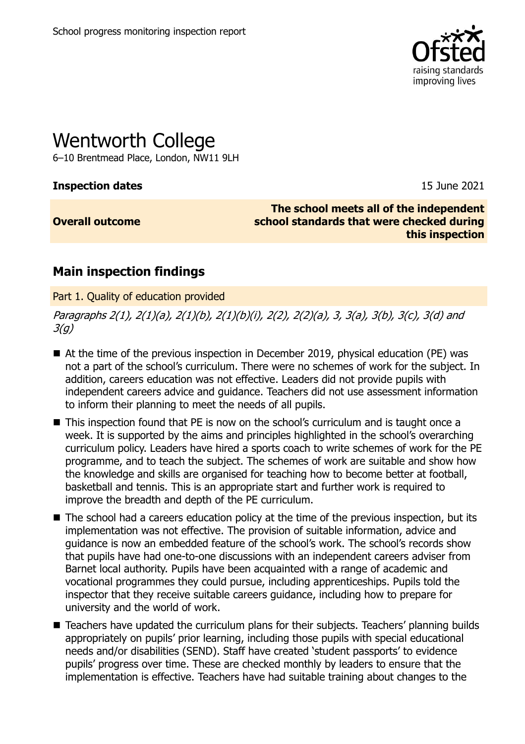School progress monitoring inspection report

# Wentworth College

6–10 Brentmead Place, London, NW11 9LH

| **Inspection dates** | 15 June 2021 |
| --- | --- |
| **Overall outcome** | **The school meets all of the independent school standards that were checked during this inspection** |

## Main inspection findings

### Part 1. Quality of education provided

*Paragraphs 2(1), 2(1)(a), 2(1)(b), 2(1)(b)(i), 2(2), 2(2)(a), 3, 3(a), 3(b), 3(c), 3(d) and 3(g)*

- At the time of the previous inspection in December 2019, physical education (PE) was not a part of the school's curriculum. There were no schemes of work for the subject. In addition, careers education was not effective. Leaders did not provide pupils with independent careers advice and guidance. Teachers did not use assessment information to inform their planning to meet the needs of all pupils.
- This inspection found that PE is now on the school's curriculum and is taught once a week. It is supported by the aims and principles highlighted in the school's overarching curriculum policy. Leaders have hired a sports coach to write schemes of work for the PE programme, and to teach the subject. The schemes of work are suitable and show how the knowledge and skills are organised for teaching how to become better at football, basketball and tennis. This is an appropriate start and further work is required to improve the breadth and depth of the PE curriculum.
- The school had a careers education policy at the time of the previous inspection, but its implementation was not effective. The provision of suitable information, advice and guidance is now an embedded feature of the school's work. The school's records show that pupils have had one-to-one discussions with an independent careers adviser from Barnet local authority. Pupils have been acquainted with a range of academic and vocational programmes they could pursue, including apprenticeships. Pupils told the inspector that they receive suitable careers guidance, including how to prepare for university and the world of work.
- Teachers have updated the curriculum plans for their subjects. Teachers' planning builds appropriately on pupils' prior learning, including those pupils with special educational needs and/or disabilities (SEND). Staff have created 'student passports' to evidence pupils' progress over time. These are checked monthly by leaders to ensure that the implementation is effective. Teachers have had suitable training about changes to the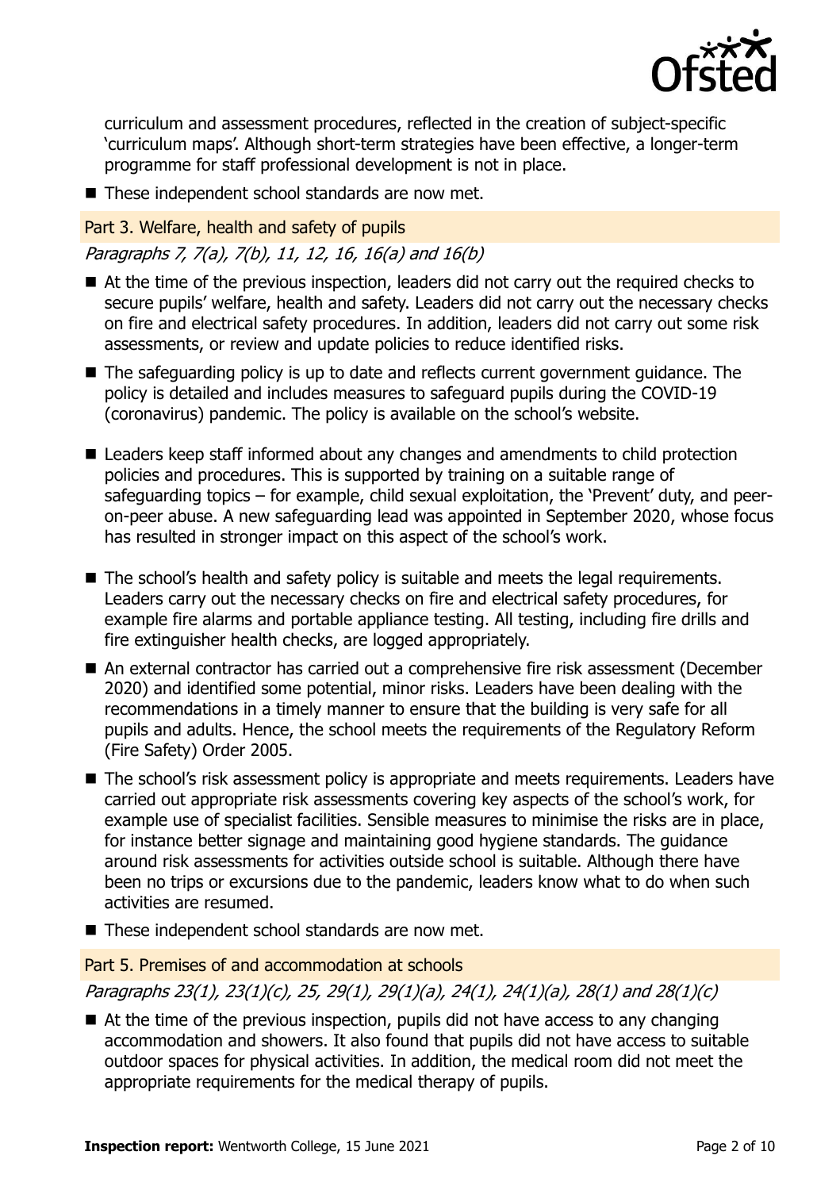curriculum and assessment procedures, reflected in the creation of subject-specific 'curriculum maps'. Although short-term strategies have been effective, a longer-term programme for staff professional development is not in place.

- These independent school standards are now met.

### Part 3. Welfare, health and safety of pupils

*Paragraphs 7, 7(a), 7(b), 11, 12, 16, 16(a) and 16(b)*

- At the time of the previous inspection, leaders did not carry out the required checks to secure pupils' welfare, health and safety. Leaders did not carry out the necessary checks on fire and electrical safety procedures. In addition, leaders did not carry out some risk assessments, or review and update policies to reduce identified risks.
- The safeguarding policy is up to date and reflects current government guidance. The policy is detailed and includes measures to safeguard pupils during the COVID-19 (coronavirus) pandemic. The policy is available on the school's website.
- Leaders keep staff informed about any changes and amendments to child protection policies and procedures. This is supported by training on a suitable range of safeguarding topics – for example, child sexual exploitation, the 'Prevent' duty, and peer-on-peer abuse. A new safeguarding lead was appointed in September 2020, whose focus has resulted in stronger impact on this aspect of the school's work.
- The school's health and safety policy is suitable and meets the legal requirements. Leaders carry out the necessary checks on fire and electrical safety procedures, for example fire alarms and portable appliance testing. All testing, including fire drills and fire extinguisher health checks, are logged appropriately.
- An external contractor has carried out a comprehensive fire risk assessment (December 2020) and identified some potential, minor risks. Leaders have been dealing with the recommendations in a timely manner to ensure that the building is very safe for all pupils and adults. Hence, the school meets the requirements of the Regulatory Reform (Fire Safety) Order 2005.
- The school's risk assessment policy is appropriate and meets requirements. Leaders have carried out appropriate risk assessments covering key aspects of the school's work, for example use of specialist facilities. Sensible measures to minimise the risks are in place, for instance better signage and maintaining good hygiene standards. The guidance around risk assessments for activities outside school is suitable. Although there have been no trips or excursions due to the pandemic, leaders know what to do when such activities are resumed.
- These independent school standards are now met.

### Part 5. Premises of and accommodation at schools

*Paragraphs 23(1), 23(1)(c), 25, 29(1), 29(1)(a), 24(1), 24(1)(a), 28(1) and 28(1)(c)*

- At the time of the previous inspection, pupils did not have access to any changing accommodation and showers. It also found that pupils did not have access to suitable outdoor spaces for physical activities. In addition, the medical room did not meet the appropriate requirements for the medical therapy of pupils.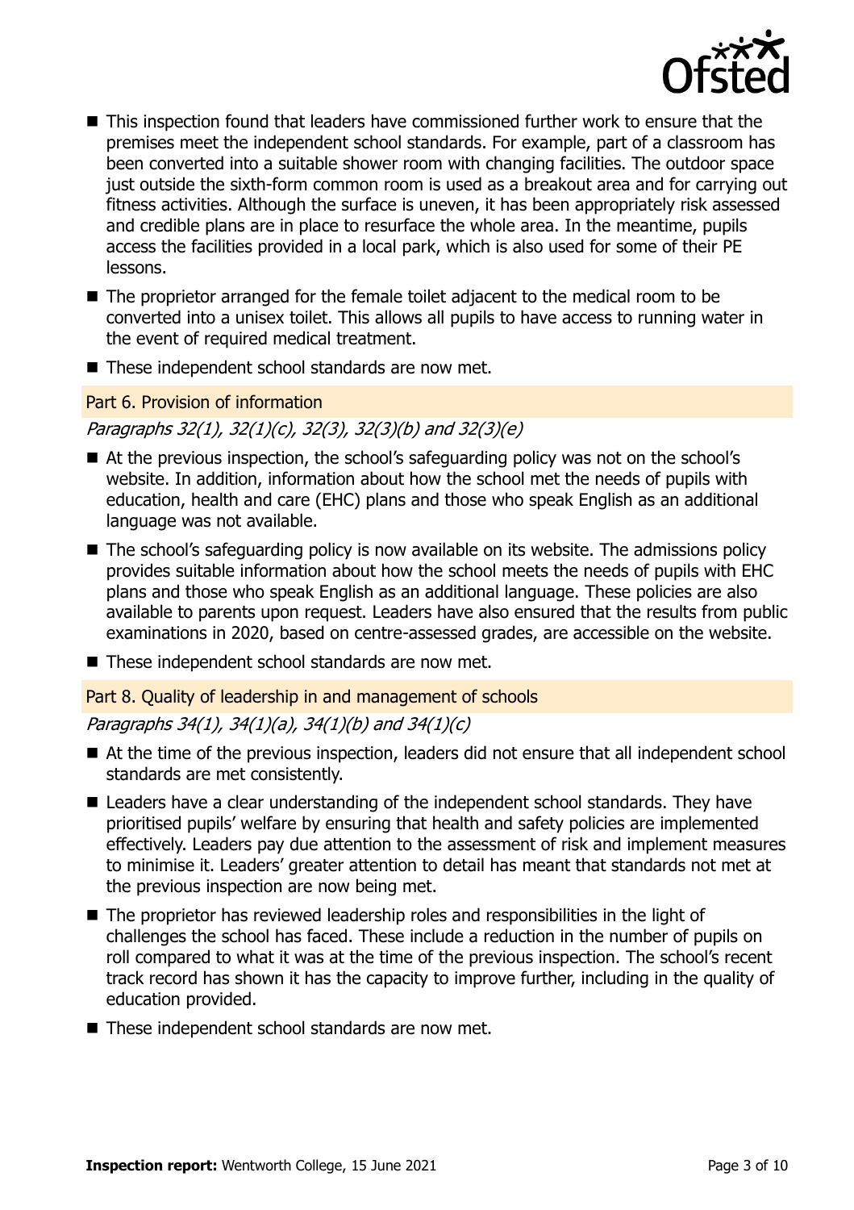- This inspection found that leaders have commissioned further work to ensure that the premises meet the independent school standards. For example, part of a classroom has been converted into a suitable shower room with changing facilities. The outdoor space just outside the sixth-form common room is used as a breakout area and for carrying out fitness activities. Although the surface is uneven, it has been appropriately risk assessed and credible plans are in place to resurface the whole area. In the meantime, pupils access the facilities provided in a local park, which is also used for some of their PE lessons.
- The proprietor arranged for the female toilet adjacent to the medical room to be converted into a unisex toilet. This allows all pupils to have access to running water in the event of required medical treatment.
- These independent school standards are now met.

## Part 6. Provision of information

*Paragraphs 32(1), 32(1)(c), 32(3), 32(3)(b) and 32(3)(e)*

- At the previous inspection, the school's safeguarding policy was not on the school's website. In addition, information about how the school met the needs of pupils with education, health and care (EHC) plans and those who speak English as an additional language was not available.
- The school's safeguarding policy is now available on its website. The admissions policy provides suitable information about how the school meets the needs of pupils with EHC plans and those who speak English as an additional language. These policies are also available to parents upon request. Leaders have also ensured that the results from public examinations in 2020, based on centre-assessed grades, are accessible on the website.
- These independent school standards are now met.

## Part 8. Quality of leadership in and management of schools

*Paragraphs 34(1), 34(1)(a), 34(1)(b) and 34(1)(c)*

- At the time of the previous inspection, leaders did not ensure that all independent school standards are met consistently.
- Leaders have a clear understanding of the independent school standards. They have prioritised pupils' welfare by ensuring that health and safety policies are implemented effectively. Leaders pay due attention to the assessment of risk and implement measures to minimise it. Leaders' greater attention to detail has meant that standards not met at the previous inspection are now being met.
- The proprietor has reviewed leadership roles and responsibilities in the light of challenges the school has faced. These include a reduction in the number of pupils on roll compared to what it was at the time of the previous inspection. The school's recent track record has shown it has the capacity to improve further, including in the quality of education provided.
- These independent school standards are now met.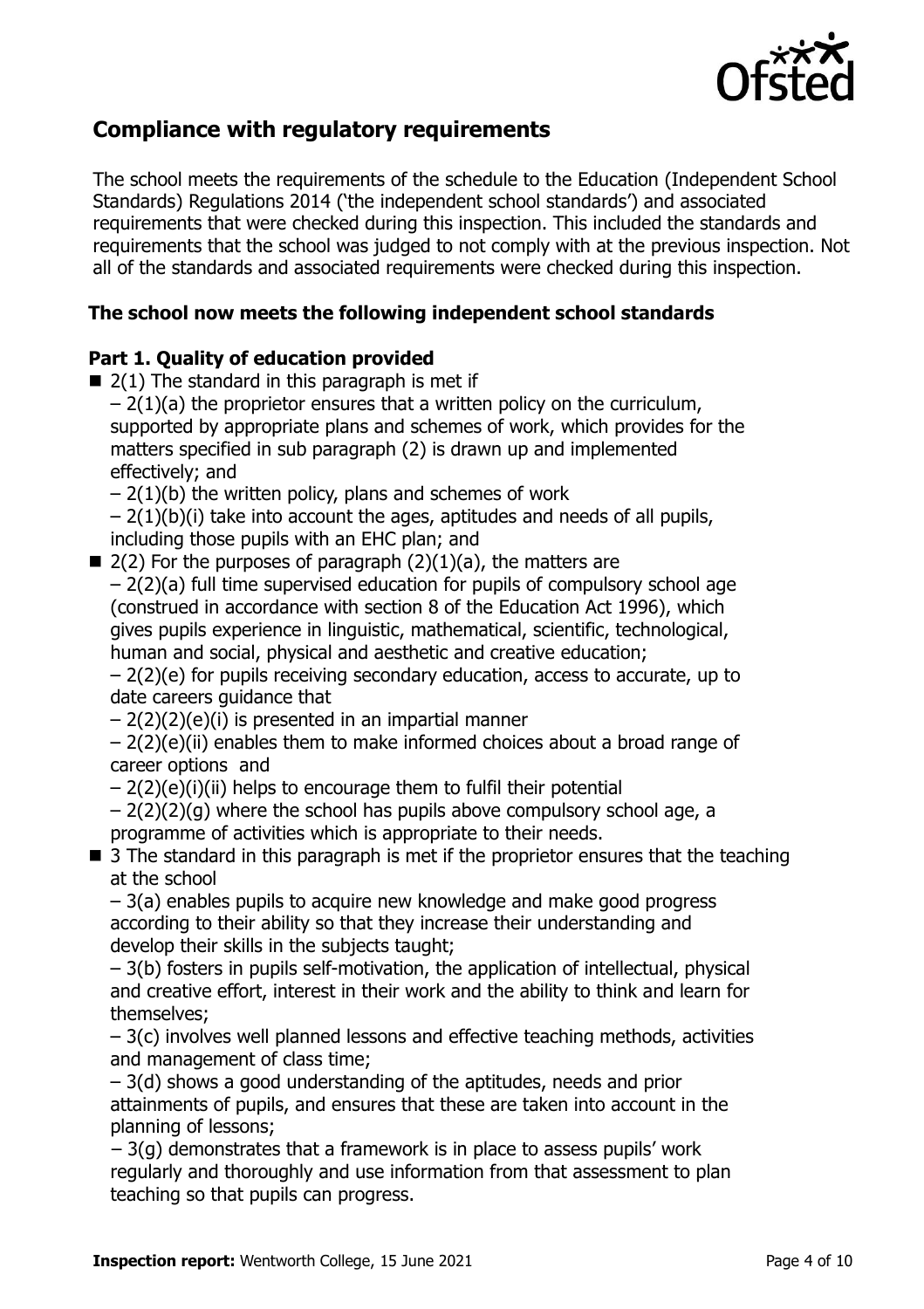## Compliance with regulatory requirements

The school meets the requirements of the schedule to the Education (Independent School Standards) Regulations 2014 ('the independent school standards') and associated requirements that were checked during this inspection. This included the standards and requirements that the school was judged to not comply with at the previous inspection. Not all of the standards and associated requirements were checked during this inspection.

### The school now meets the following independent school standards

#### Part 1. Quality of education provided

- 2(1) The standard in this paragraph is met if
  – 2(1)(a) the proprietor ensures that a written policy on the curriculum, supported by appropriate plans and schemes of work, which provides for the matters specified in sub paragraph (2) is drawn up and implemented effectively; and
  – 2(1)(b) the written policy, plans and schemes of work
  – 2(1)(b)(i) take into account the ages, aptitudes and needs of all pupils, including those pupils with an EHC plan; and
- 2(2) For the purposes of paragraph (2)(1)(a), the matters are
  – 2(2)(a) full time supervised education for pupils of compulsory school age (construed in accordance with section 8 of the Education Act 1996), which gives pupils experience in linguistic, mathematical, scientific, technological, human and social, physical and aesthetic and creative education;
  – 2(2)(e) for pupils receiving secondary education, access to accurate, up to date careers guidance that
  – 2(2)(2)(e)(i) is presented in an impartial manner
  – 2(2)(e)(ii) enables them to make informed choices about a broad range of career options and
  – 2(2)(e)(i)(ii) helps to encourage them to fulfil their potential
  – 2(2)(2)(g) where the school has pupils above compulsory school age, a programme of activities which is appropriate to their needs.
- 3 The standard in this paragraph is met if the proprietor ensures that the teaching at the school
  – 3(a) enables pupils to acquire new knowledge and make good progress according to their ability so that they increase their understanding and develop their skills in the subjects taught;
  – 3(b) fosters in pupils self-motivation, the application of intellectual, physical and creative effort, interest in their work and the ability to think and learn for themselves;
  – 3(c) involves well planned lessons and effective teaching methods, activities and management of class time;
  – 3(d) shows a good understanding of the aptitudes, needs and prior attainments of pupils, and ensures that these are taken into account in the planning of lessons;
  – 3(g) demonstrates that a framework is in place to assess pupils' work regularly and thoroughly and use information from that assessment to plan teaching so that pupils can progress.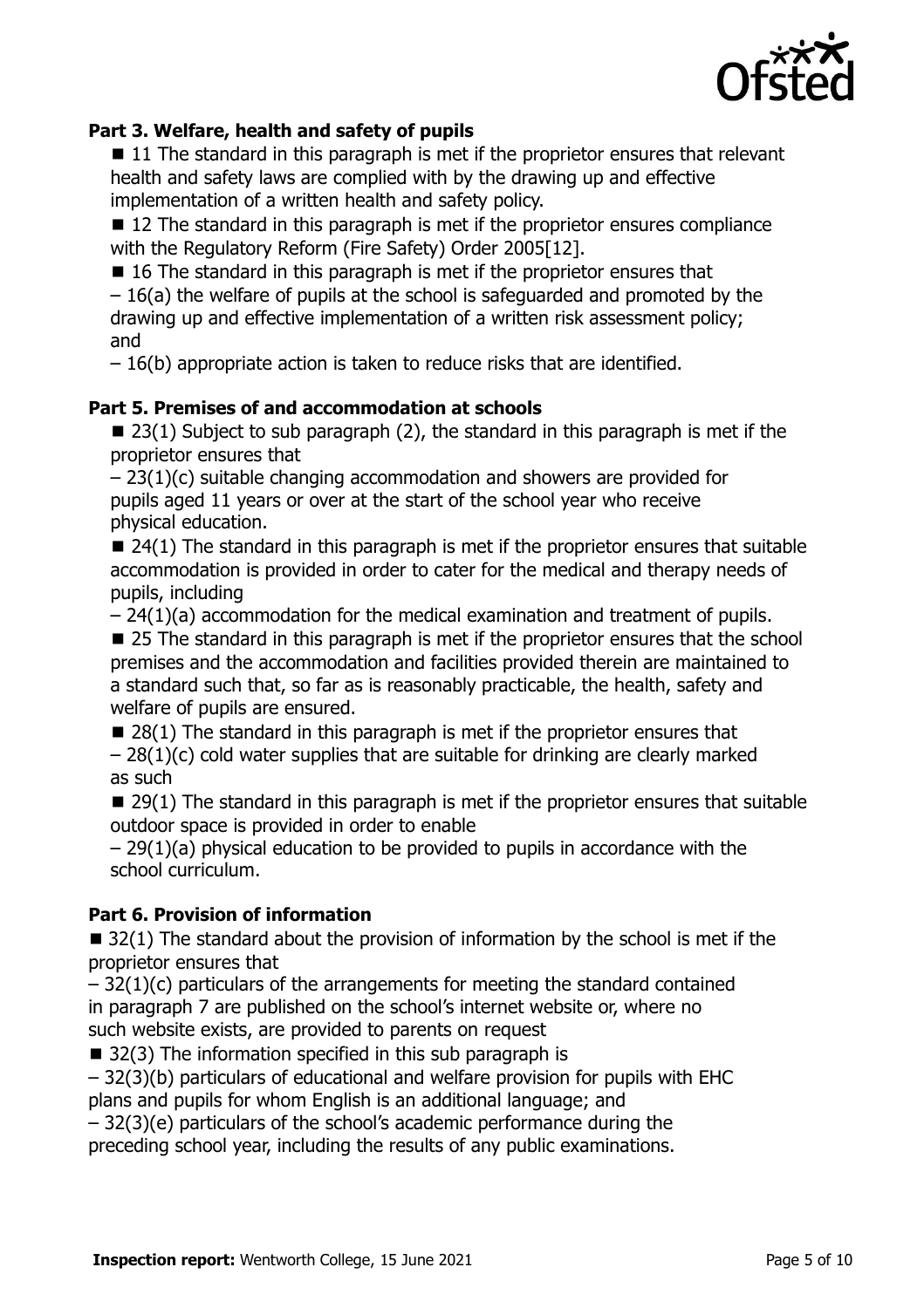**Part 3. Welfare, health and safety of pupils**

- 11 The standard in this paragraph is met if the proprietor ensures that relevant health and safety laws are complied with by the drawing up and effective implementation of a written health and safety policy.
- 12 The standard in this paragraph is met if the proprietor ensures compliance with the Regulatory Reform (Fire Safety) Order 2005[12].
- 16 The standard in this paragraph is met if the proprietor ensures that
  – 16(a) the welfare of pupils at the school is safeguarded and promoted by the drawing up and effective implementation of a written risk assessment policy; and
  – 16(b) appropriate action is taken to reduce risks that are identified.

**Part 5. Premises of and accommodation at schools**

- 23(1) Subject to sub paragraph (2), the standard in this paragraph is met if the proprietor ensures that
  – 23(1)(c) suitable changing accommodation and showers are provided for pupils aged 11 years or over at the start of the school year who receive physical education.
- 24(1) The standard in this paragraph is met if the proprietor ensures that suitable accommodation is provided in order to cater for the medical and therapy needs of pupils, including
  – 24(1)(a) accommodation for the medical examination and treatment of pupils.
- 25 The standard in this paragraph is met if the proprietor ensures that the school premises and the accommodation and facilities provided therein are maintained to a standard such that, so far as is reasonably practicable, the health, safety and welfare of pupils are ensured.
- 28(1) The standard in this paragraph is met if the proprietor ensures that
  – 28(1)(c) cold water supplies that are suitable for drinking are clearly marked as such
- 29(1) The standard in this paragraph is met if the proprietor ensures that suitable outdoor space is provided in order to enable
  – 29(1)(a) physical education to be provided to pupils in accordance with the school curriculum.

**Part 6. Provision of information**

- 32(1) The standard about the provision of information by the school is met if the proprietor ensures that
  – 32(1)(c) particulars of the arrangements for meeting the standard contained in paragraph 7 are published on the school's internet website or, where no such website exists, are provided to parents on request
- 32(3) The information specified in this sub paragraph is
  – 32(3)(b) particulars of educational and welfare provision for pupils with EHC plans and pupils for whom English is an additional language; and
  – 32(3)(e) particulars of the school's academic performance during the preceding school year, including the results of any public examinations.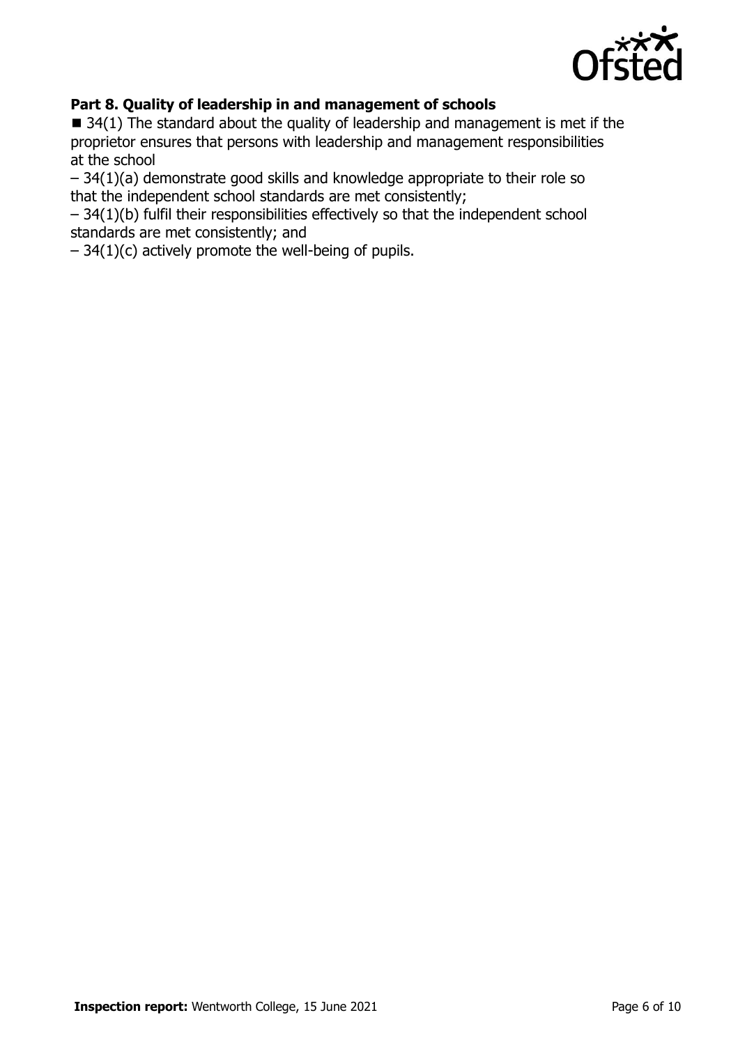### Part 8. Quality of leadership in and management of schools

- 34(1) The standard about the quality of leadership and management is met if the proprietor ensures that persons with leadership and management responsibilities at the school
  - 34(1)(a) demonstrate good skills and knowledge appropriate to their role so that the independent school standards are met consistently;
  - 34(1)(b) fulfil their responsibilities effectively so that the independent school standards are met consistently; and
  - 34(1)(c) actively promote the well-being of pupils.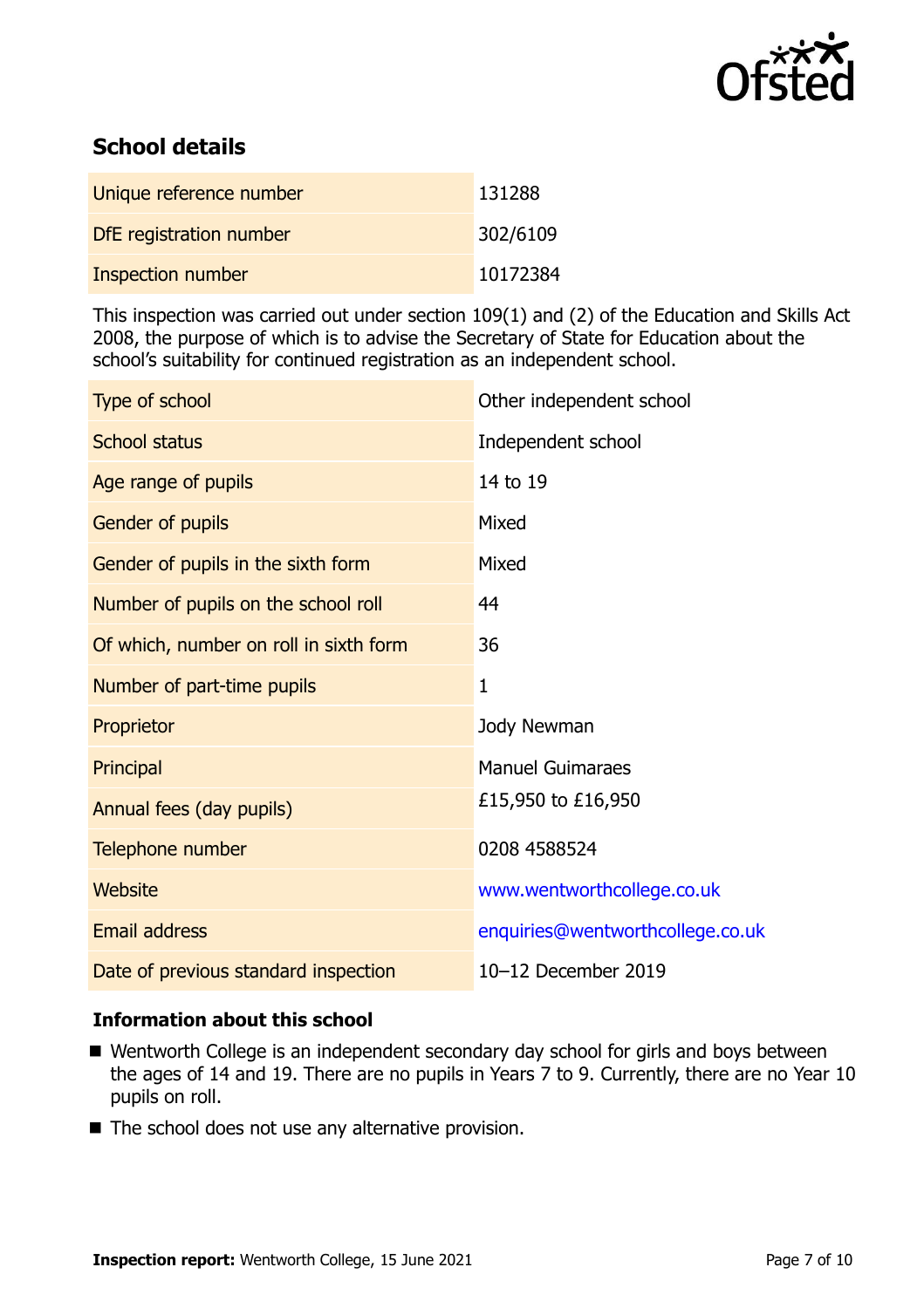## School details

| | |
|---|---|
| Unique reference number | 131288 |
| DfE registration number | 302/6109 |
| Inspection number | 10172384 |

This inspection was carried out under section 109(1) and (2) of the Education and Skills Act 2008, the purpose of which is to advise the Secretary of State for Education about the school's suitability for continued registration as an independent school.

| | |
|---|---|
| Type of school | Other independent school |
| School status | Independent school |
| Age range of pupils | 14 to 19 |
| Gender of pupils | Mixed |
| Gender of pupils in the sixth form | Mixed |
| Number of pupils on the school roll | 44 |
| Of which, number on roll in sixth form | 36 |
| Number of part-time pupils | 1 |
| Proprietor | Jody Newman |
| Principal | Manuel Guimaraes |
| Annual fees (day pupils) | £15,950 to £16,950 |
| Telephone number | 0208 4588524 |
| Website | www.wentworthcollege.co.uk |
| Email address | enquiries@wentworthcollege.co.uk |
| Date of previous standard inspection | 10–12 December 2019 |

### Information about this school

- Wentworth College is an independent secondary day school for girls and boys between the ages of 14 and 19. There are no pupils in Years 7 to 9. Currently, there are no Year 10 pupils on roll.
- The school does not use any alternative provision.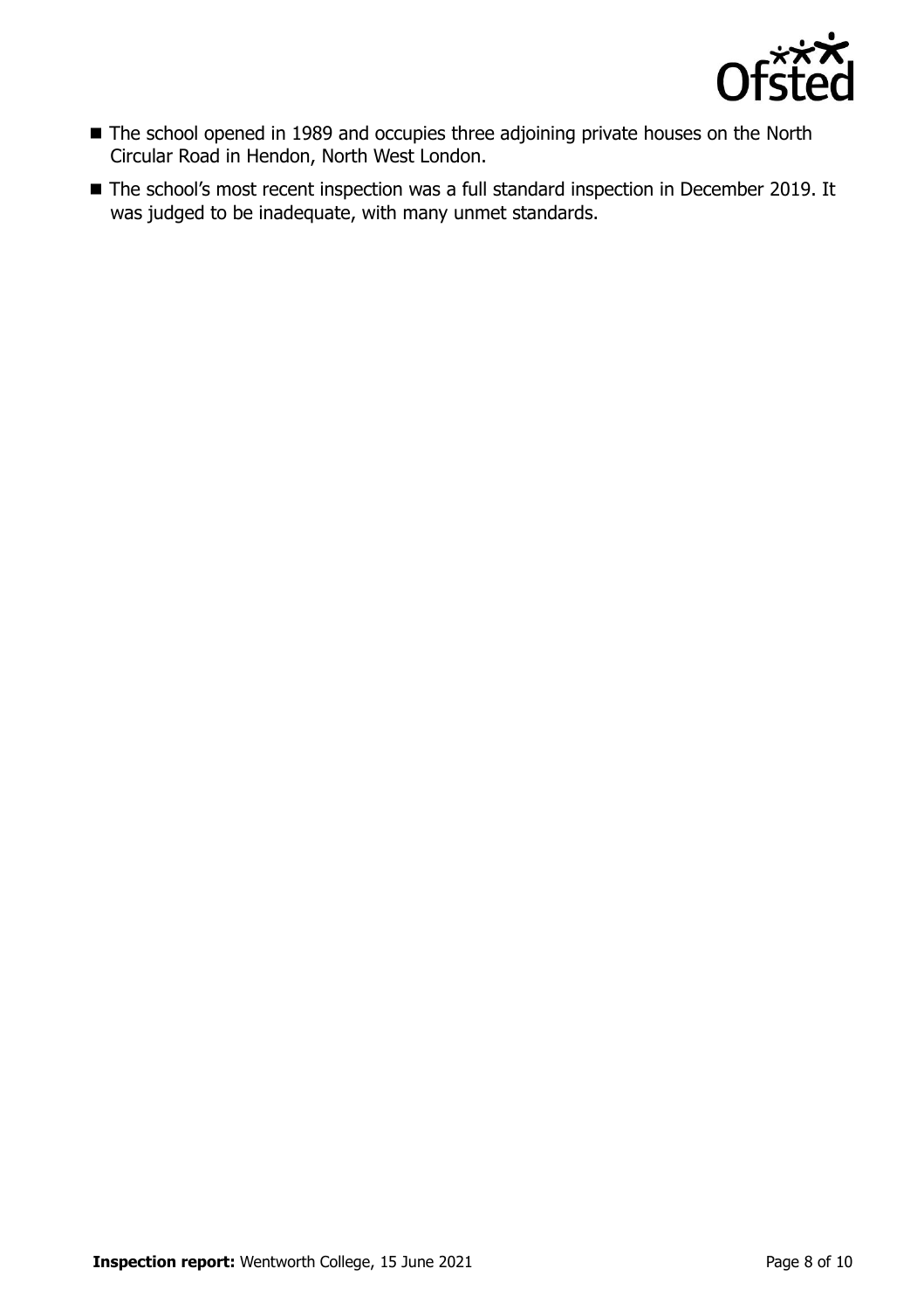- The school opened in 1989 and occupies three adjoining private houses on the North Circular Road in Hendon, North West London.
- The school's most recent inspection was a full standard inspection in December 2019. It was judged to be inadequate, with many unmet standards.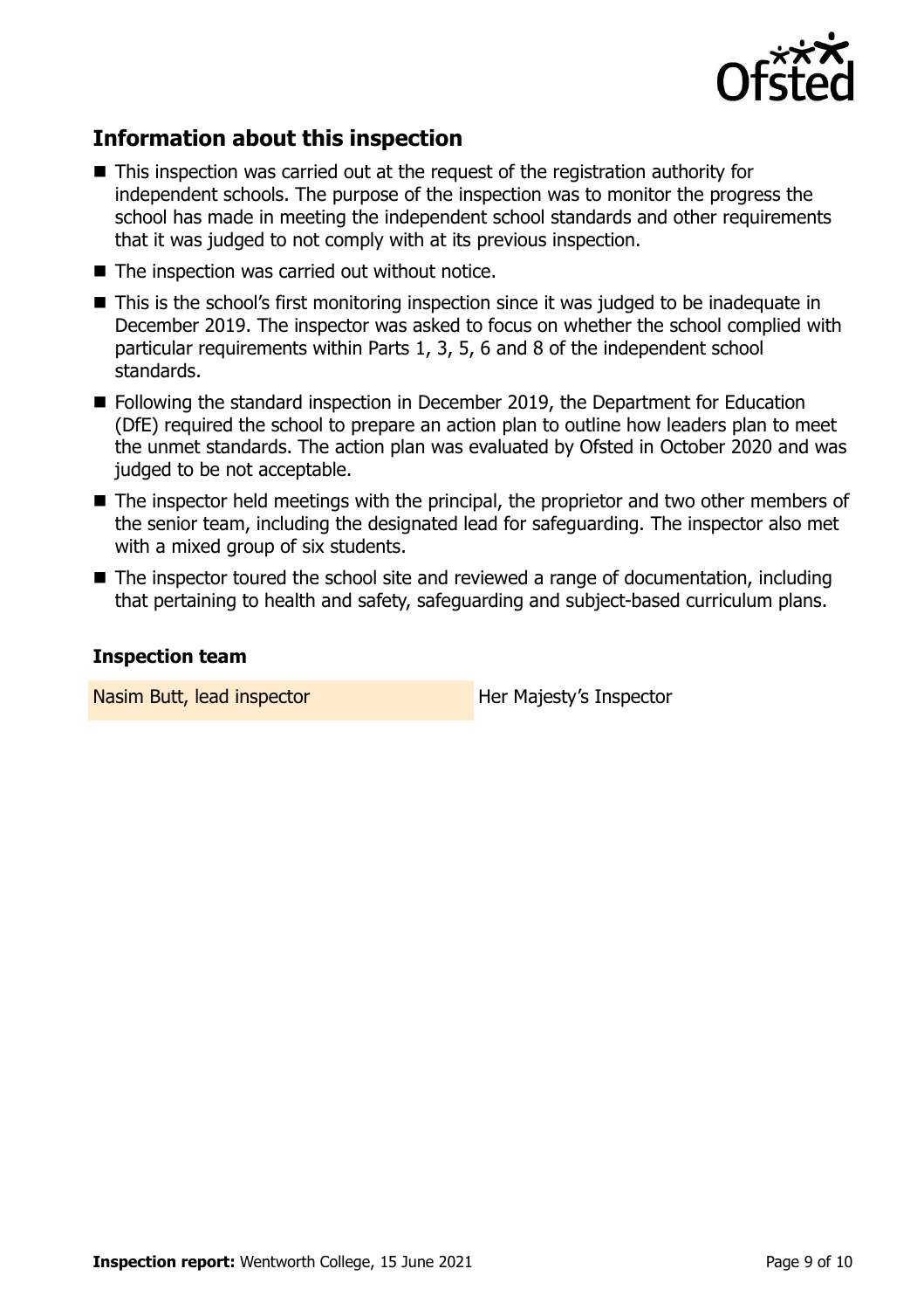## Information about this inspection

- This inspection was carried out at the request of the registration authority for independent schools. The purpose of the inspection was to monitor the progress the school has made in meeting the independent school standards and other requirements that it was judged to not comply with at its previous inspection.
- The inspection was carried out without notice.
- This is the school's first monitoring inspection since it was judged to be inadequate in December 2019. The inspector was asked to focus on whether the school complied with particular requirements within Parts 1, 3, 5, 6 and 8 of the independent school standards.
- Following the standard inspection in December 2019, the Department for Education (DfE) required the school to prepare an action plan to outline how leaders plan to meet the unmet standards. The action plan was evaluated by Ofsted in October 2020 and was judged to be not acceptable.
- The inspector held meetings with the principal, the proprietor and two other members of the senior team, including the designated lead for safeguarding. The inspector also met with a mixed group of six students.
- The inspector toured the school site and reviewed a range of documentation, including that pertaining to health and safety, safeguarding and subject-based curriculum plans.

### Inspection team

| | |
|---|---|
| Nasim Butt, lead inspector | Her Majesty's Inspector |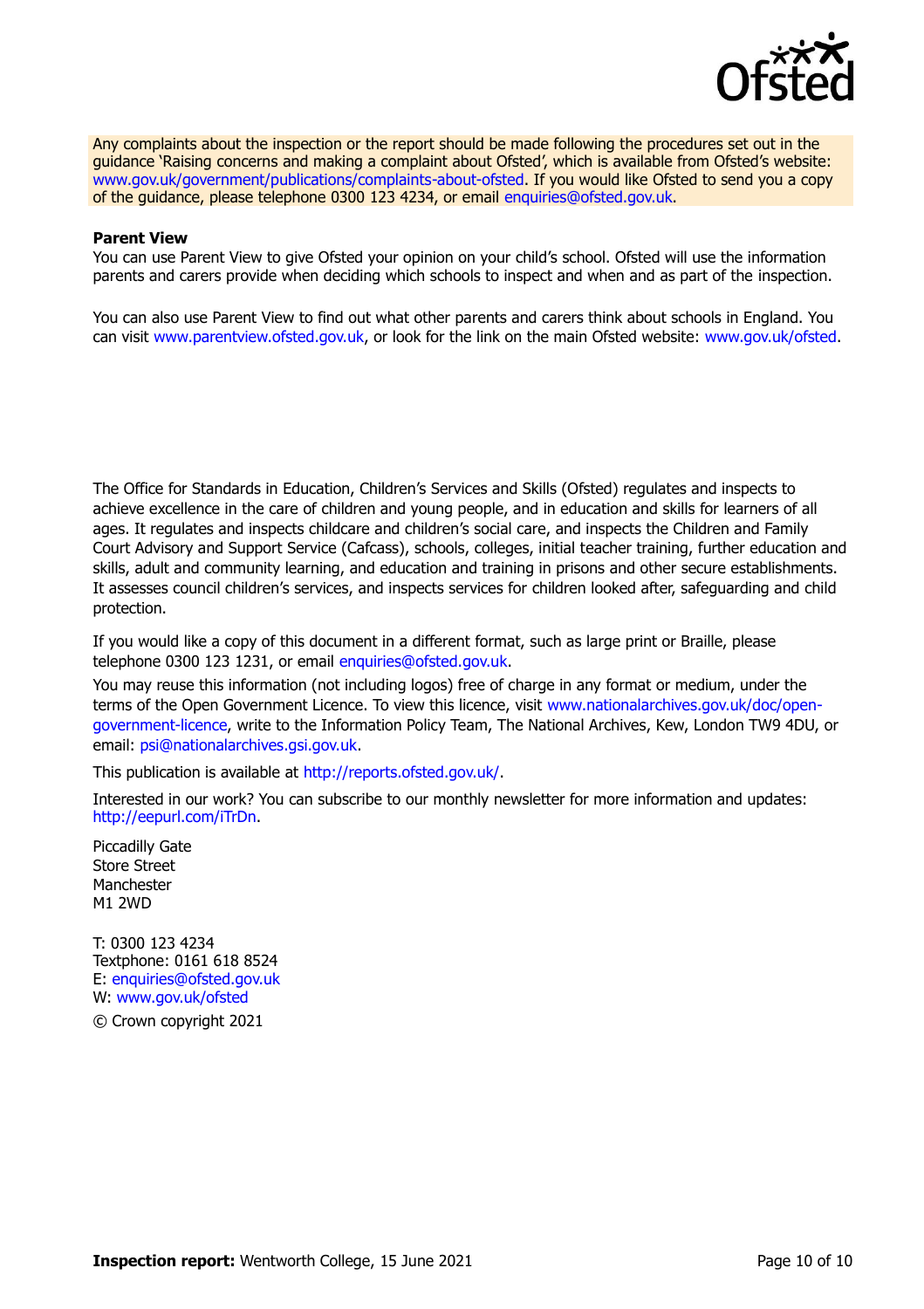Any complaints about the inspection or the report should be made following the procedures set out in the guidance 'Raising concerns and making a complaint about Ofsted', which is available from Ofsted's website: www.gov.uk/government/publications/complaints-about-ofsted. If you would like Ofsted to send you a copy of the guidance, please telephone 0300 123 4234, or email enquiries@ofsted.gov.uk.

**Parent View**

You can use Parent View to give Ofsted your opinion on your child's school. Ofsted will use the information parents and carers provide when deciding which schools to inspect and when and as part of the inspection.

You can also use Parent View to find out what other parents and carers think about schools in England. You can visit www.parentview.ofsted.gov.uk, or look for the link on the main Ofsted website: www.gov.uk/ofsted.

The Office for Standards in Education, Children's Services and Skills (Ofsted) regulates and inspects to achieve excellence in the care of children and young people, and in education and skills for learners of all ages. It regulates and inspects childcare and children's social care, and inspects the Children and Family Court Advisory and Support Service (Cafcass), schools, colleges, initial teacher training, further education and skills, adult and community learning, and education and training in prisons and other secure establishments. It assesses council children's services, and inspects services for children looked after, safeguarding and child protection.

If you would like a copy of this document in a different format, such as large print or Braille, please telephone 0300 123 1231, or email enquiries@ofsted.gov.uk.

You may reuse this information (not including logos) free of charge in any format or medium, under the terms of the Open Government Licence. To view this licence, visit www.nationalarchives.gov.uk/doc/open-government-licence, write to the Information Policy Team, The National Archives, Kew, London TW9 4DU, or email: psi@nationalarchives.gsi.gov.uk.

This publication is available at http://reports.ofsted.gov.uk/.

Interested in our work? You can subscribe to our monthly newsletter for more information and updates: http://eepurl.com/iTrDn.

Piccadilly Gate
Store Street
Manchester
M1 2WD

T: 0300 123 4234
Textphone: 0161 618 8524
E: enquiries@ofsted.gov.uk
W: www.gov.uk/ofsted

© Crown copyright 2021